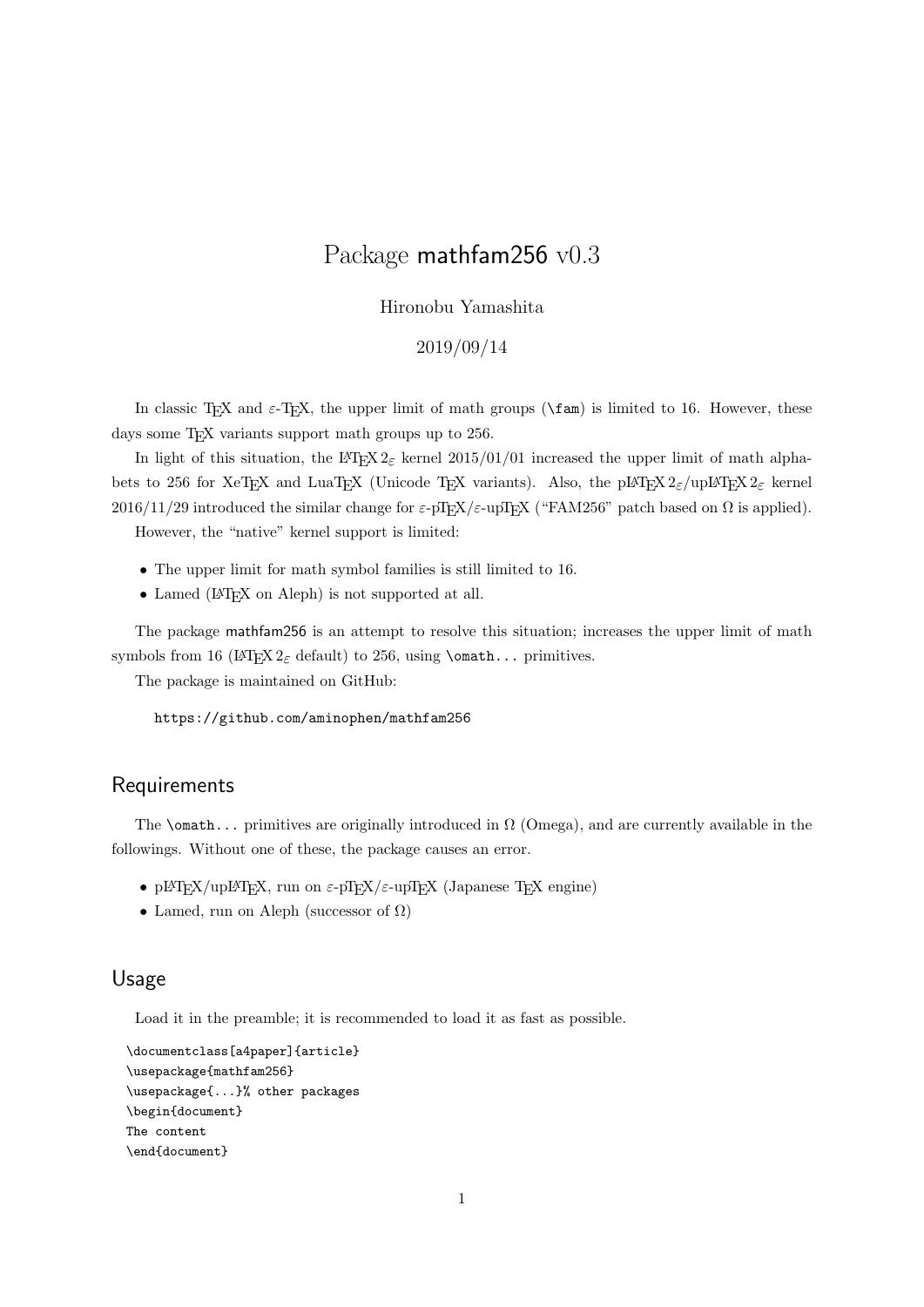# Package mathfam256 v0.3

Hironobu Yamashita

2019/09/14

In classic TeX and ε-TeX, the upper limit of math groups (`\fam`) is limited to 16. However, these days some TeX variants support math groups up to 256.

In light of this situation, the LaTeX 2ε kernel 2015/01/01 increased the upper limit of math alphabets to 256 for XeTeX and LuaTeX (Unicode TeX variants). Also, the pLaTeX 2ε/upLaTeX 2ε kernel 2016/11/29 introduced the similar change for ε-pTeX/ε-upTeX ("FAM256" patch based on Ω is applied).

However, the "native" kernel support is limited:

- The upper limit for math symbol families is still limited to 16.
- Lamed (LaTeX on Aleph) is not supported at all.

The package mathfam256 is an attempt to resolve this situation; increases the upper limit of math symbols from 16 (LaTeX 2ε default) to 256, using `\omath...` primitives.

The package is maintained on GitHub:

`https://github.com/aminophen/mathfam256`

## Requirements

The `\omath...` primitives are originally introduced in Ω (Omega), and are currently available in the followings. Without one of these, the package causes an error.

- pLaTeX/upLaTeX, run on ε-pTeX/ε-upTeX (Japanese TeX engine)
- Lamed, run on Aleph (successor of Ω)

## Usage

Load it in the preamble; it is recommended to load it as fast as possible.

```
\documentclass[a4paper]{article}
\usepackage{mathfam256}
\usepackage{...}% other packages
\begin{document}
The content
\end{document}
```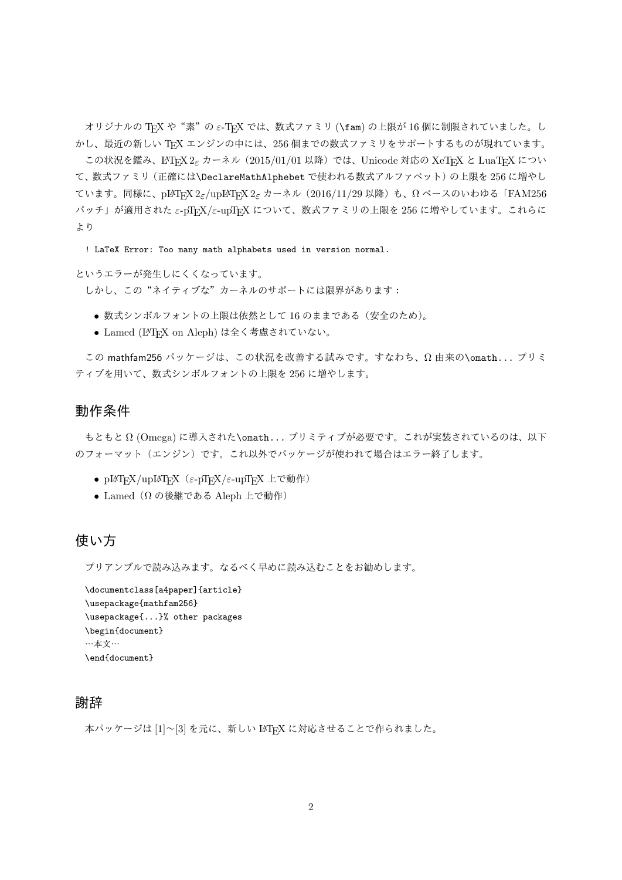オリジナルの TeX や"素"の ε-TeX では、数式ファミリ (`\fam`) の上限が 16 個に制限されていました。しかし、最近の新しい TeX エンジンの中には、256 個までの数式ファミリをサポートするものが現れています。

この状況を鑑み、LaTeX 2ε カーネル（2015/01/01 以降）では、Unicode 対応の XeTeX と LuaTeX について、数式ファミリ（正確には`\DeclareMathAlphebet` で使われる数式アルファベット）の上限を 256 に増やしています。同様に、pLaTeX 2ε/upLaTeX 2ε カーネル（2016/11/29 以降）も、Ω ベースのいわゆる「FAM256 パッチ」が適用された ε-pTeX/ε-upTeX について、数式ファミリの上限を 256 に増やしています。これらにより

```
! LaTeX Error: Too many math alphabets used in version normal.
```

というエラーが発生しにくくなっています。

しかし、この"ネイティブな"カーネルのサポートには限界があります：

- 数式シンボルフォントの上限は依然として 16 のままである（安全のため）。
- Lamed (LaTeX on Aleph) は全く考慮されていない。

この mathfam256 パッケージは、この状況を改善する試みです。すなわち、Ω 由来の`\omath...` プリミティブを用いて、数式シンボルフォントの上限を 256 に増やします。

## 動作条件

もともと Ω (Omega) に導入された`\omath...` プリミティブが必要です。これが実装されているのは、以下のフォーマット（エンジン）です。これ以外でパッケージが使われて場合はエラー終了します。

- pLaTeX/upLaTeX（ε-pTeX/ε-upTeX 上で動作）
- Lamed（Ω の後継である Aleph 上で動作）

## 使い方

プリアンブルで読み込みます。なるべく早めに読み込むことをお勧めします。

```
\documentclass[a4paper]{article}
\usepackage{mathfam256}
\usepackage{...}% other packages
\begin{document}
…本文…
\end{document}
```

## 謝辞

本パッケージは [1]〜[3] を元に、新しい LaTeX に対応させることで作られました。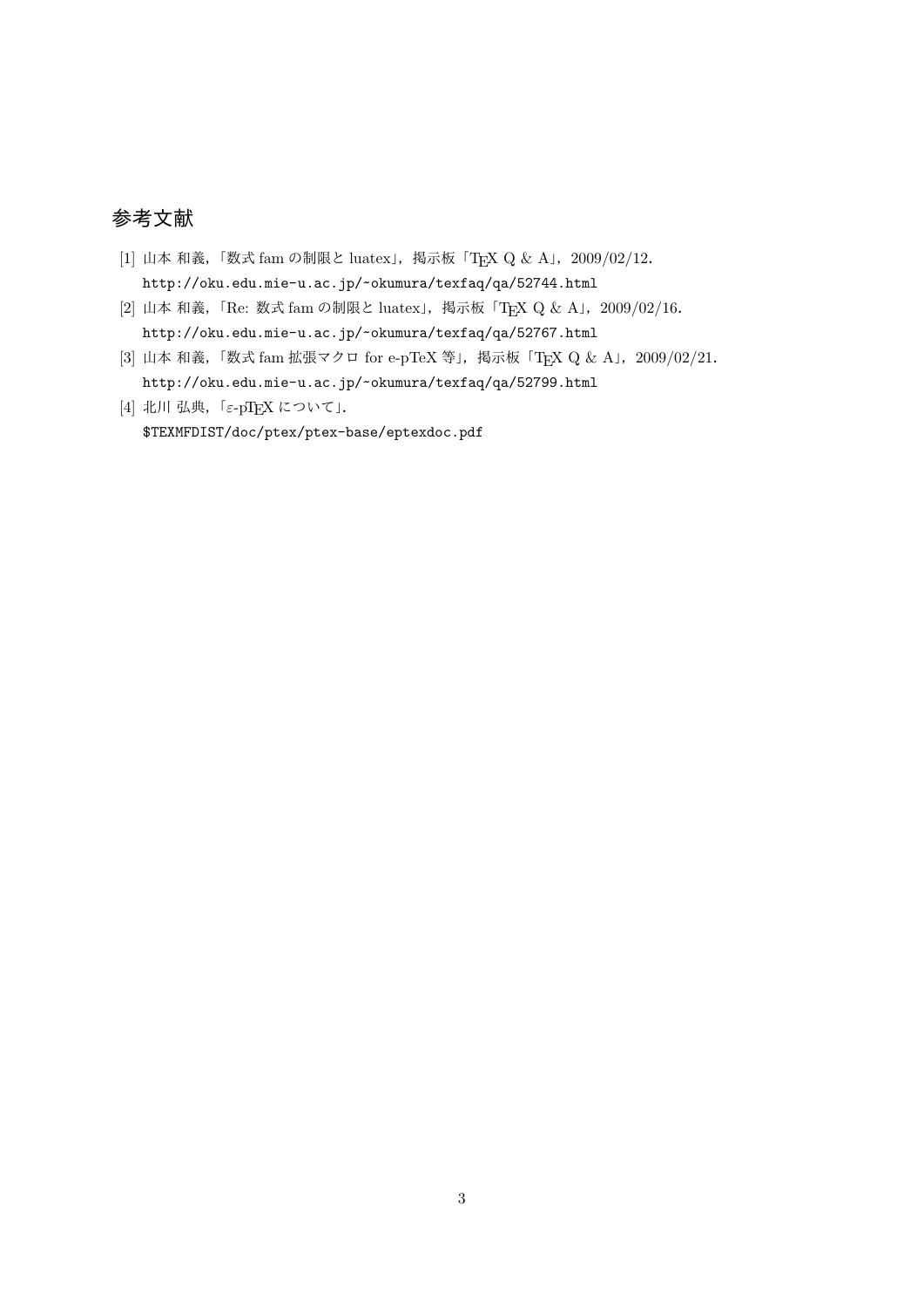## 参考文献

[1] 山本 和義,「数式 fam の制限と luatex」, 掲示板「TeX Q & A」, 2009/02/12.
`http://oku.edu.mie-u.ac.jp/~okumura/texfaq/qa/52744.html`

[2] 山本 和義,「Re: 数式 fam の制限と luatex」, 掲示板「TeX Q & A」, 2009/02/16.
`http://oku.edu.mie-u.ac.jp/~okumura/texfaq/qa/52767.html`

[3] 山本 和義,「数式 fam 拡張マクロ for e-pTeX 等」, 掲示板「TeX Q & A」, 2009/02/21.
`http://oku.edu.mie-u.ac.jp/~okumura/texfaq/qa/52799.html`

[4] 北川 弘典,「$\varepsilon$-pTeX について」.
`$TEXMFDIST/doc/ptex/ptex-base/eptexdoc.pdf`